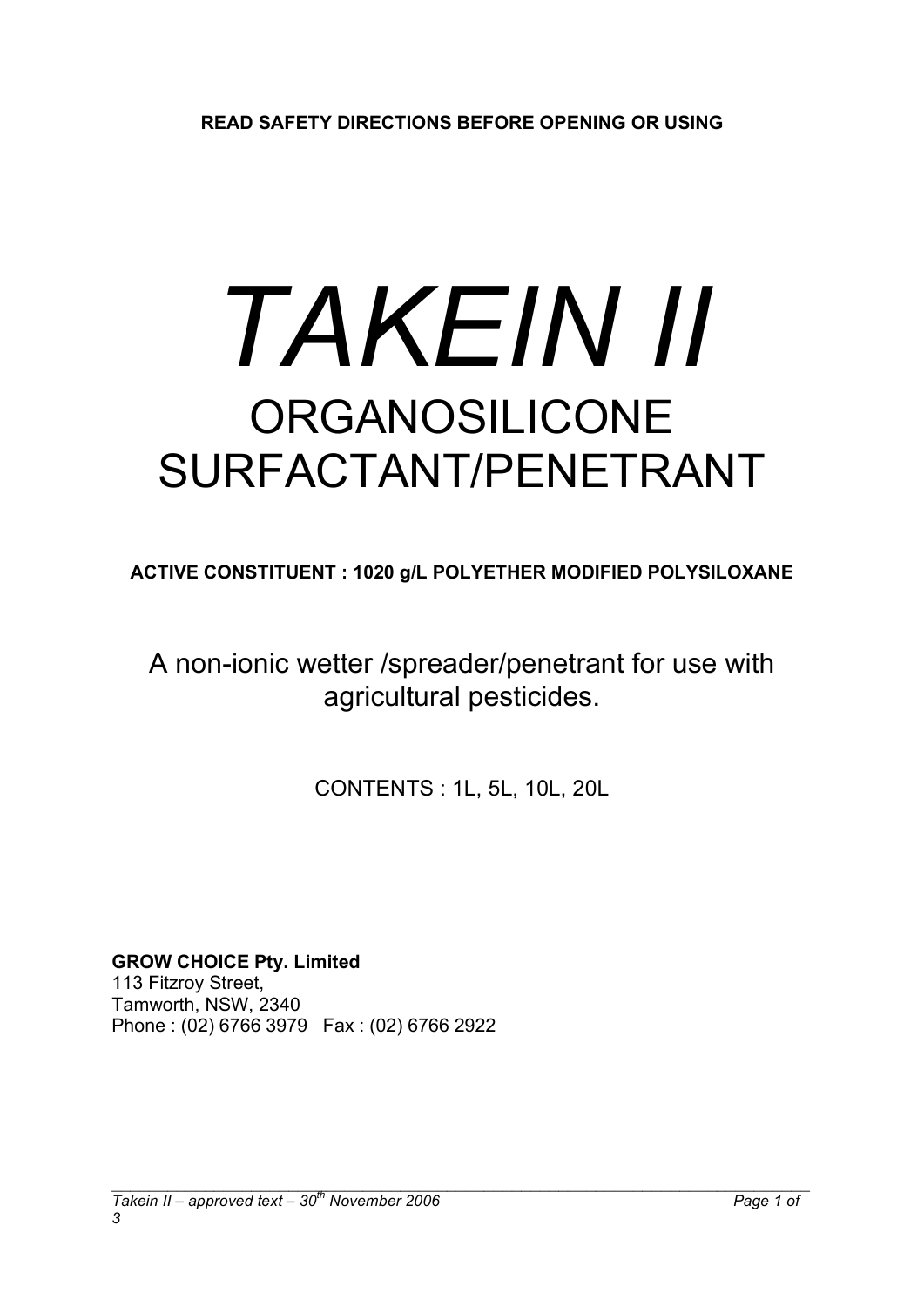**READ SAFETY DIRECTIONS BEFORE OPENING OR USING**

# *TAKEIN II*

## ORGANOSILICONE SURFACTANT/PENETRANT

**ACTIVE CONSTITUENT : 1020 g/L POLYETHER MODIFIED POLYSILOXANE**

A non-ionic wetter /spreader/penetrant for use with agricultural pesticides.

CONTENTS : 1L, 5L, 10L, 20L

**GROW CHOICE Pty. Limited**
113 Fitzroy Street,
Tamworth, NSW, 2340
Phone : (02) 6766 3979 Fax : (02) 6766 2922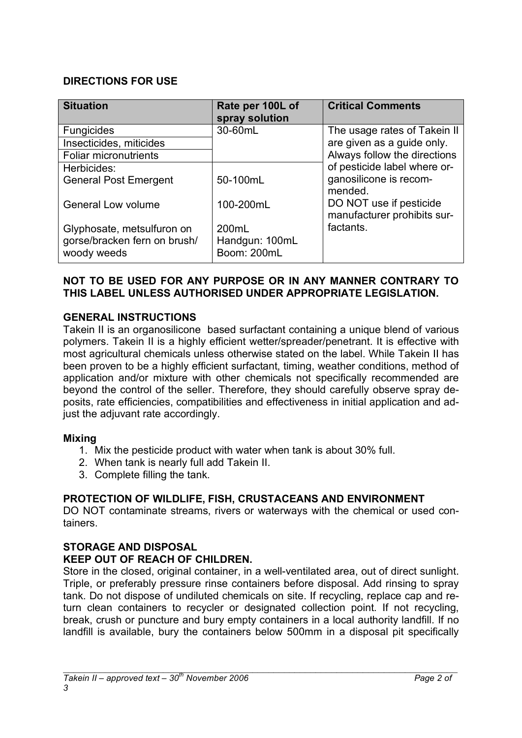## DIRECTIONS FOR USE

| Situation | Rate per 100L of spray solution | Critical Comments |
|---|---|---|
| Fungicides | 30-60mL | The usage rates of Takein II are given as a guide only. Always follow the directions of pesticide label where organosilicone is recommended. DO NOT use if pesticide manufacturer prohibits surfactants. |
| Insecticides, miticides | | |
| Foliar micronutrients | | |
| Herbicides: General Post Emergent | 50-100mL | |
| General Low volume | 100-200mL | |
| Glyphosate, metsulfuron on gorse/bracken fern on brush/ woody weeds | 200mL Handgun: 100mL Boom: 200mL | |

**NOT TO BE USED FOR ANY PURPOSE OR IN ANY MANNER CONTRARY TO THIS LABEL UNLESS AUTHORISED UNDER APPROPRIATE LEGISLATION.**

### GENERAL INSTRUCTIONS

Takein II is an organosilicone based surfactant containing a unique blend of various polymers. Takein II is a highly efficient wetter/spreader/penetrant. It is effective with most agricultural chemicals unless otherwise stated on the label. While Takein II has been proven to be a highly efficient surfactant, timing, weather conditions, method of application and/or mixture with other chemicals not specifically recommended are beyond the control of the seller. Therefore, they should carefully observe spray deposits, rate efficiencies, compatibilities and effectiveness in initial application and adjust the adjuvant rate accordingly.

#### Mixing

1. Mix the pesticide product with water when tank is about 30% full.
2. When tank is nearly full add Takein II.
3. Complete filling the tank.

### PROTECTION OF WILDLIFE, FISH, CRUSTACEANS AND ENVIRONMENT

DO NOT contaminate streams, rivers or waterways with the chemical or used containers.

### STORAGE AND DISPOSAL

**KEEP OUT OF REACH OF CHILDREN.**

Store in the closed, original container, in a well-ventilated area, out of direct sunlight. Triple, or preferably pressure rinse containers before disposal. Add rinsing to spray tank. Do not dispose of undiluted chemicals on site. If recycling, replace cap and return clean containers to recycler or designated collection point. If not recycling, break, crush or puncture and bury empty containers in a local authority landfill. If no landfill is available, bury the containers below 500mm in a disposal pit specifically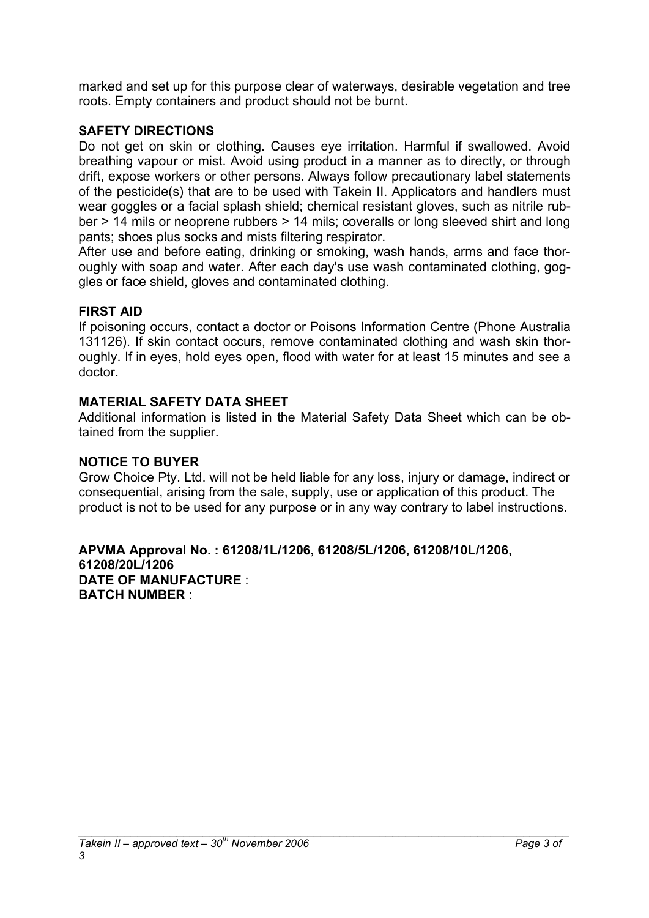marked and set up for this purpose clear of waterways, desirable vegetation and tree roots. Empty containers and product should not be burnt.

**SAFETY DIRECTIONS**

Do not get on skin or clothing. Causes eye irritation. Harmful if swallowed. Avoid breathing vapour or mist. Avoid using product in a manner as to directly, or through drift, expose workers or other persons. Always follow precautionary label statements of the pesticide(s) that are to be used with Takein II. Applicators and handlers must wear goggles or a facial splash shield; chemical resistant gloves, such as nitrile rubber > 14 mils or neoprene rubbers > 14 mils; coveralls or long sleeved shirt and long pants; shoes plus socks and mists filtering respirator.

After use and before eating, drinking or smoking, wash hands, arms and face thoroughly with soap and water. After each day's use wash contaminated clothing, goggles or face shield, gloves and contaminated clothing.

**FIRST AID**

If poisoning occurs, contact a doctor or Poisons Information Centre (Phone Australia 131126). If skin contact occurs, remove contaminated clothing and wash skin thoroughly. If in eyes, hold eyes open, flood with water for at least 15 minutes and see a doctor.

**MATERIAL SAFETY DATA SHEET**

Additional information is listed in the Material Safety Data Sheet which can be obtained from the supplier.

**NOTICE TO BUYER**

Grow Choice Pty. Ltd. will not be held liable for any loss, injury or damage, indirect or consequential, arising from the sale, supply, use or application of this product. The product is not to be used for any purpose or in any way contrary to label instructions.

**APVMA Approval No. : 61208/1L/1206, 61208/5L/1206, 61208/10L/1206, 61208/20L/1206**
**DATE OF MANUFACTURE** :
**BATCH NUMBER** :